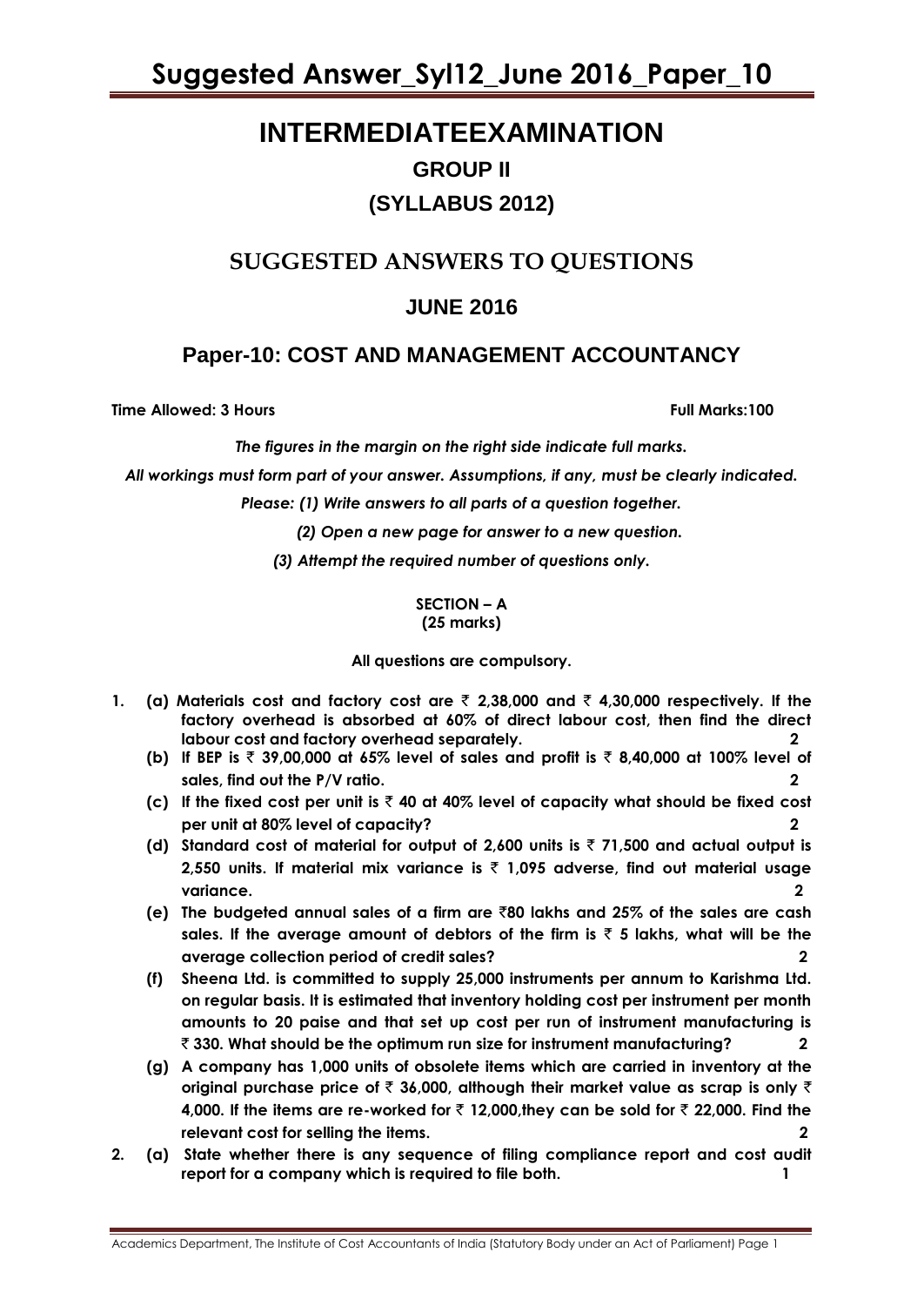# INTERMEDIATEEXAMINATION

## GROUP II

## (SYLLABUS 2012)

## SUGGESTED ANSWERS TO QUESTIONS

## JUNE 2016

## Paper-10: COST AND MANAGEMENT ACCOUNTANCY

**Time Allowed: 3 Hours** **Full Marks:100**

*The figures in the margin on the right side indicate full marks.*

*All workings must form part of your answer. Assumptions, if any, must be clearly indicated.*

*Please: (1) Write answers to all parts of a question together.*

*(2) Open a new page for answer to a new question.*

*(3) Attempt the required number of questions only.*

**SECTION – A**
**(25 marks)**

**All questions are compulsory.**

1. **(a) Materials cost and factory cost are ₹ 2,38,000 and ₹ 4,30,000 respectively. If the factory overhead is absorbed at 60% of direct labour cost, then find the direct labour cost and factory overhead separately.** **2**

   **(b) If BEP is ₹ 39,00,000 at 65% level of sales and profit is ₹ 8,40,000 at 100% level of sales, find out the P/V ratio.** **2**

   **(c) If the fixed cost per unit is ₹ 40 at 40% level of capacity what should be fixed cost per unit at 80% level of capacity?** **2**

   **(d) Standard cost of material for output of 2,600 units is ₹ 71,500 and actual output is 2,550 units. If material mix variance is ₹ 1,095 adverse, find out material usage variance.** **2**

   **(e) The budgeted annual sales of a firm are ₹80 lakhs and 25% of the sales are cash sales. If the average amount of debtors of the firm is ₹ 5 lakhs, what will be the average collection period of credit sales?** **2**

   **(f) Sheena Ltd. is committed to supply 25,000 instruments per annum to Karishma Ltd. on regular basis. It is estimated that inventory holding cost per instrument per month amounts to 20 paise and that set up cost per run of instrument manufacturing is ₹ 330. What should be the optimum run size for instrument manufacturing?** **2**

   **(g) A company has 1,000 units of obsolete items which are carried in inventory at the original purchase price of ₹ 36,000, although their market value as scrap is only ₹ 4,000. If the items are re-worked for ₹ 12,000,they can be sold for ₹ 22,000. Find the relevant cost for selling the items.** **2**

2. **(a) State whether there is any sequence of filing compliance report and cost audit report for a company which is required to file both.** **1**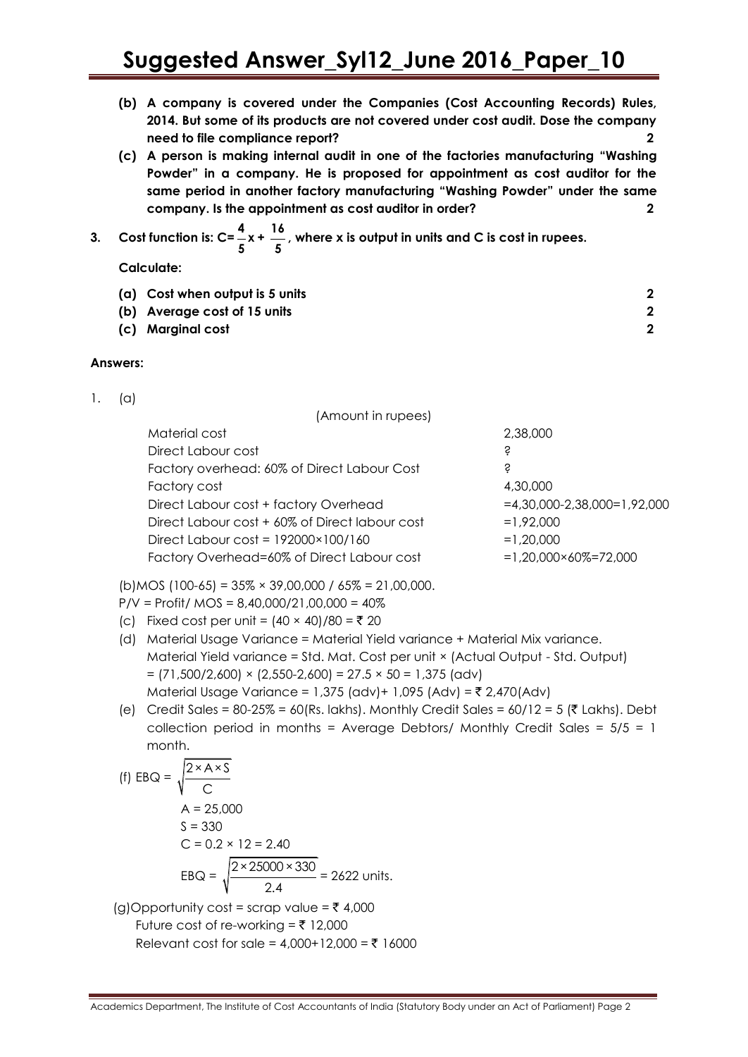**(b) A company is covered under the Companies (Cost Accounting Records) Rules, 2014. But some of its products are not covered under cost audit. Dose the company need to file compliance report? 2**

**(c) A person is making internal audit in one of the factories manufacturing "Washing Powder" in a company. He is proposed for appointment as cost auditor for the same period in another factory manufacturing "Washing Powder" under the same company. Is the appointment as cost auditor in order? 2**

**3. Cost function is: $C = \frac{4}{5}x + \frac{16}{5}$, where x is output in units and C is cost in rupees.**

**Calculate:**

**(a) Cost when output is 5 units 2**

**(b) Average cost of 15 units 2**

**(c) Marginal cost 2**

**Answers:**

1. (a)

(Amount in rupees)

| | |
|---|---|
| Material cost | 2,38,000 |
| Direct Labour cost | ? |
| Factory overhead: 60% of Direct Labour Cost | ? |
| Factory cost | 4,30,000 |
| Direct Labour cost + factory Overhead | =4,30,000-2,38,000=1,92,000 |
| Direct Labour cost + 60% of Direct labour cost | =1,92,000 |
| Direct Labour cost = 192000×100/160 | =1,20,000 |
| Factory Overhead=60% of Direct Labour cost | =1,20,000×60%=72,000 |

(b)MOS (100-65) = 35% × 39,00,000 / 65% = 21,00,000.

P/V = Profit/ MOS = 8,40,000/21,00,000 = 40%

(c) Fixed cost per unit = (40 × 40)/80 = ₹ 20

(d) Material Usage Variance = Material Yield variance + Material Mix variance.
Material Yield variance = Std. Mat. Cost per unit × (Actual Output - Std. Output)
= (71,500/2,600) × (2,550-2,600) = 27.5 × 50 = 1,375 (adv)
Material Usage Variance = 1,375 (adv)+ 1,095 (Adv) = ₹ 2,470(Adv)

(e) Credit Sales = 80-25% = 60(Rs. lakhs). Monthly Credit Sales = 60/12 = 5 (₹ Lakhs). Debt collection period in months = Average Debtors/ Monthly Credit Sales = 5/5 = 1 month.

(f) $EBQ = \sqrt{\frac{2 \times A \times S}{C}}$

A = 25,000

S = 330

C = 0.2 × 12 = 2.40

$EBQ = \sqrt{\frac{2 \times 25000 \times 330}{2.4}}$ = 2622 units.

(g)Opportunity cost = scrap value = ₹ 4,000

Future cost of re-working = ₹ 12,000

Relevant cost for sale = 4,000+12,000 = ₹ 16000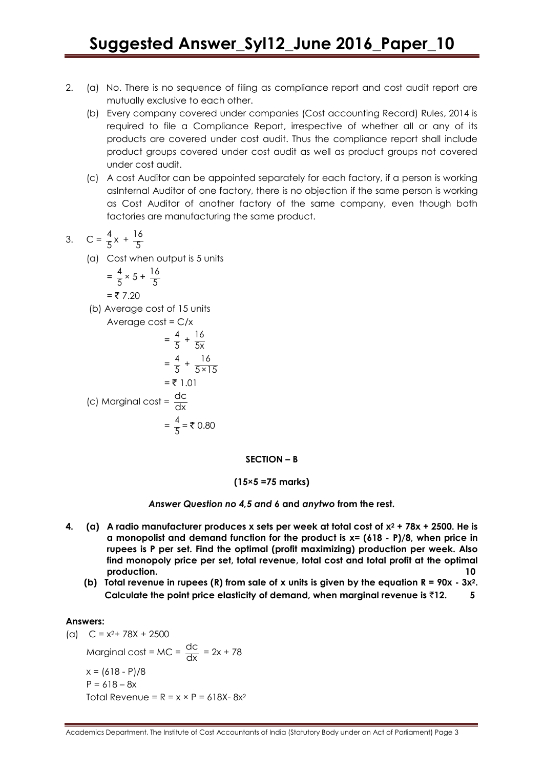2. (a) No. There is no sequence of filing as compliance report and cost audit report are mutually exclusive to each other.

   (b) Every company covered under companies (Cost accounting Record) Rules, 2014 is required to file a Compliance Report, irrespective of whether all or any of its products are covered under cost audit. Thus the compliance report shall include product groups covered under cost audit as well as product groups not covered under cost audit.

   (c) A cost Auditor can be appointed separately for each factory, if a person is working asInternal Auditor of one factory, there is no objection if the same person is working as Cost Auditor of another factory of the same company, even though both factories are manufacturing the same product.

3. $C = \frac{4}{5}x + \frac{16}{5}$

   (a) Cost when output is 5 units

   $= \frac{4}{5} \times 5 + \frac{16}{5}$

   $=$ ₹ 7.20

   (b) Average cost of 15 units

   Average cost = C/x

   $= \frac{4}{5} + \frac{16}{5x}$

   $= \frac{4}{5} + \frac{16}{5 \times 15}$

   $=$ ₹ 1.01

   (c) Marginal cost $= \frac{dc}{dx}$

   $= \frac{4}{5} =$ ₹ 0.80

**SECTION – B**

**(15×5 =75 marks)**

***Answer Question no 4,5 and 6* and *anytwo* from the rest.**

**4. (a) A radio manufacturer produces x sets per week at total cost of $x^2 + 78x + 2500$. He is a monopolist and demand function for the product is x= (618 - P)/8, when price in rupees is P per set. Find the optimal (profit maximizing) production per week. Also find monopoly price per set, total revenue, total cost and total profit at the optimal production. 10**

**(b) Total revenue in rupees (R) from sale of x units is given by the equation $R = 90x - 3x^2$. Calculate the point price elasticity of demand, when marginal revenue is ₹12. 5**

**Answers:**

(a) $C = x^2 + 78X + 2500$

Marginal cost = MC $= \frac{dc}{dx} = 2x + 78$

$x = (618 - P)/8$

$P = 618 - 8x$

Total Revenue $= R = x \times P = 618X - 8x^2$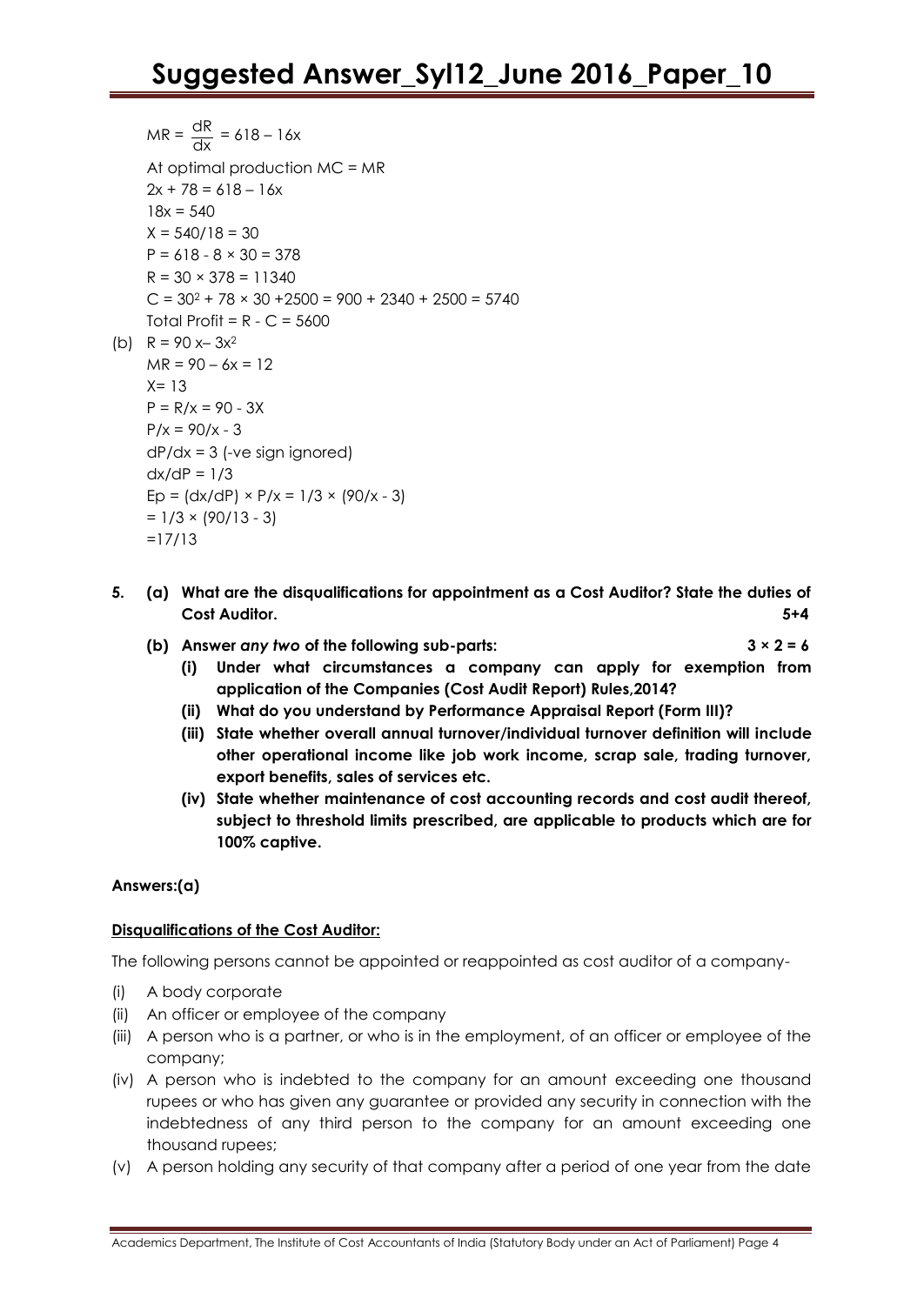$MR = \frac{dR}{dx} = 618 - 16x$

At optimal production MC = MR

$2x + 78 = 618 - 16x$

$18x = 540$

$X = 540/18 = 30$

$P = 618 - 8 \times 30 = 378$

$R = 30 \times 378 = 11340$

$C = 30^2 + 78 \times 30 + 2500 = 900 + 2340 + 2500 = 5740$

Total Profit = R - C = 5600

(b) $R = 90x - 3x^2$

$MR = 90 - 6x = 12$

$X = 13$

$P = R/x = 90 - 3X$

$P/x = 90/x - 3$

$dP/dx = 3$ (-ve sign ignored)

$dx/dP = 1/3$

$Ep = (dx/dP) \times P/x = 1/3 \times (90/x - 3)$

$= 1/3 \times (90/13 - 3)$

$= 17/13$

**5. (a) What are the disqualifications for appointment as a Cost Auditor? State the duties of Cost Auditor. 5+4**

**(b) Answer *any two* of the following sub-parts: 3 × 2 = 6**

**(i) Under what circumstances a company can apply for exemption from application of the Companies (Cost Audit Report) Rules,2014?**

**(ii) What do you understand by Performance Appraisal Report (Form III)?**

**(iii) State whether overall annual turnover/individual turnover definition will include other operational income like job work income, scrap sale, trading turnover, export benefits, sales of services etc.**

**(iv) State whether maintenance of cost accounting records and cost audit thereof, subject to threshold limits prescribed, are applicable to products which are for 100% captive.**

**Answers:(a)**

**Disqualifications of the Cost Auditor:**

The following persons cannot be appointed or reappointed as cost auditor of a company-

(i) A body corporate

(ii) An officer or employee of the company

(iii) A person who is a partner, or who is in the employment, of an officer or employee of the company;

(iv) A person who is indebted to the company for an amount exceeding one thousand rupees or who has given any guarantee or provided any security in connection with the indebtedness of any third person to the company for an amount exceeding one thousand rupees;

(v) A person holding any security of that company after a period of one year from the date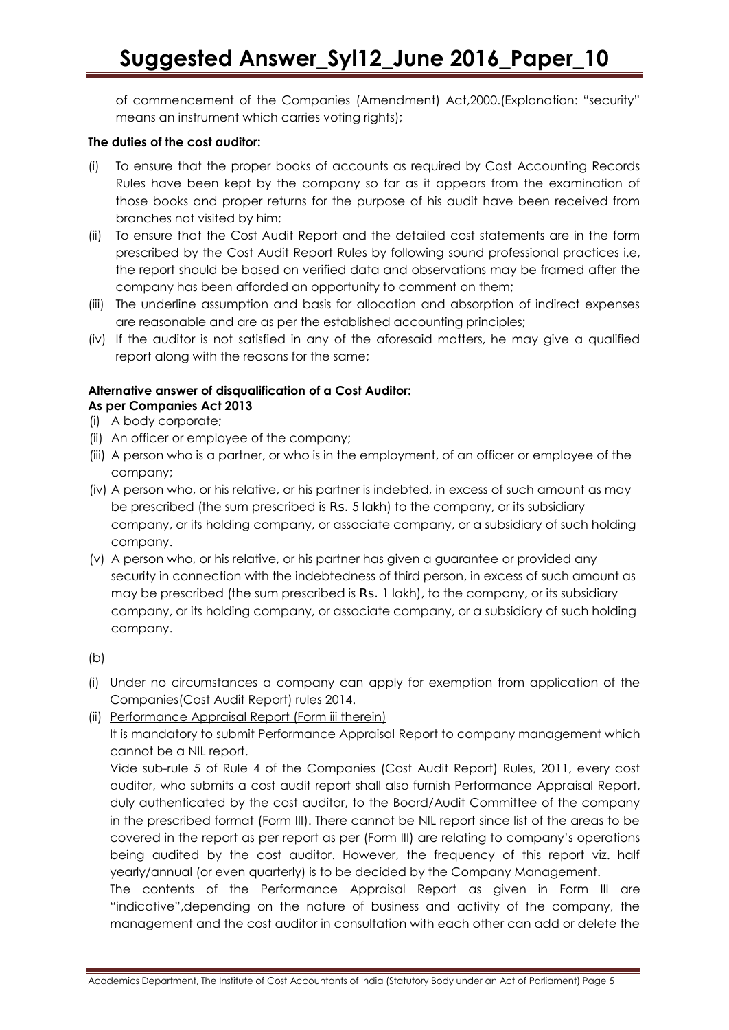of commencement of the Companies (Amendment) Act,2000.(Explanation: "security" means an instrument which carries voting rights);

**The duties of the cost auditor:**

(i) To ensure that the proper books of accounts as required by Cost Accounting Records Rules have been kept by the company so far as it appears from the examination of those books and proper returns for the purpose of his audit have been received from branches not visited by him;

(ii) To ensure that the Cost Audit Report and the detailed cost statements are in the form prescribed by the Cost Audit Report Rules by following sound professional practices i.e, the report should be based on verified data and observations may be framed after the company has been afforded an opportunity to comment on them;

(iii) The underline assumption and basis for allocation and absorption of indirect expenses are reasonable and are as per the established accounting principles;

(iv) If the auditor is not satisfied in any of the aforesaid matters, he may give a qualified report along with the reasons for the same;

**Alternative answer of disqualification of a Cost Auditor:**
**As per Companies Act 2013**

(i) A body corporate;

(ii) An officer or employee of the company;

(iii) A person who is a partner, or who is in the employment, of an officer or employee of the company;

(iv) A person who, or his relative, or his partner is indebted, in excess of such amount as may be prescribed (the sum prescribed is Rs. 5 lakh) to the company, or its subsidiary company, or its holding company, or associate company, or a subsidiary of such holding company.

(v) A person who, or his relative, or his partner has given a guarantee or provided any security in connection with the indebtedness of third person, in excess of such amount as may be prescribed (the sum prescribed is Rs. 1 lakh), to the company, or its subsidiary company, or its holding company, or associate company, or a subsidiary of such holding company.

(b)

(i) Under no circumstances a company can apply for exemption from application of the Companies(Cost Audit Report) rules 2014.

(ii) Performance Appraisal Report (Form iii therein)

It is mandatory to submit Performance Appraisal Report to company management which cannot be a NIL report.

Vide sub-rule 5 of Rule 4 of the Companies (Cost Audit Report) Rules, 2011, every cost auditor, who submits a cost audit report shall also furnish Performance Appraisal Report, duly authenticated by the cost auditor, to the Board/Audit Committee of the company in the prescribed format (Form III). There cannot be NIL report since list of the areas to be covered in the report as per report as per (Form III) are relating to company's operations being audited by the cost auditor. However, the frequency of this report viz. half yearly/annual (or even quarterly) is to be decided by the Company Management.

The contents of the Performance Appraisal Report as given in Form III are "indicative",depending on the nature of business and activity of the company, the management and the cost auditor in consultation with each other can add or delete the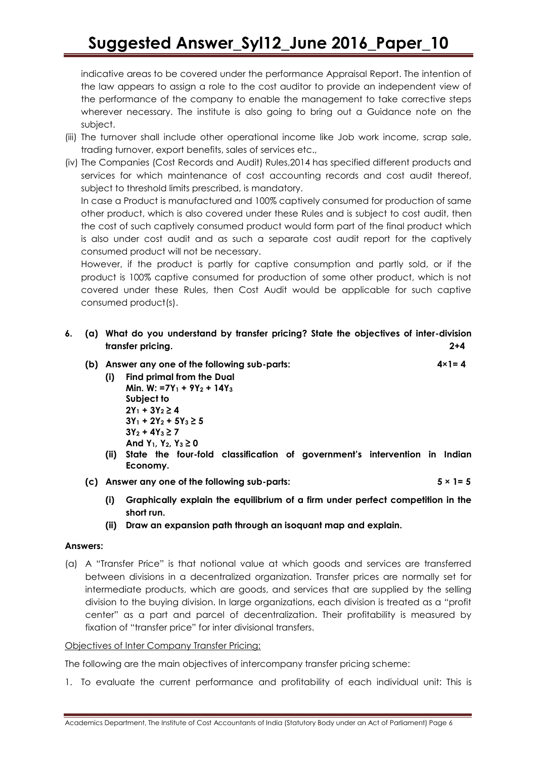indicative areas to be covered under the performance Appraisal Report. The intention of the law appears to assign a role to the cost auditor to provide an independent view of the performance of the company to enable the management to take corrective steps wherever necessary. The institute is also going to bring out a Guidance note on the subject.

(iii) The turnover shall include other operational income like Job work income, scrap sale, trading turnover, export benefits, sales of services etc.,

(iv) The Companies (Cost Records and Audit) Rules,2014 has specified different products and services for which maintenance of cost accounting records and cost audit thereof, subject to threshold limits prescribed, is mandatory.

In case a Product is manufactured and 100% captively consumed for production of same other product, which is also covered under these Rules and is subject to cost audit, then the cost of such captively consumed product would form part of the final product which is also under cost audit and as such a separate cost audit report for the captively consumed product will not be necessary.

However, if the product is partly for captive consumption and partly sold, or if the product is 100% captive consumed for production of some other product, which is not covered under these Rules, then Cost Audit would be applicable for such captive consumed product(s).

**6. (a) What do you understand by transfer pricing? State the objectives of inter-division transfer pricing. 2+4**

**(b) Answer any one of the following sub-parts: 4×1= 4**

**(i) Find primal from the Dual**

**Min. W: $=7Y_1 + 9Y_2 + 14Y_3$**

**Subject to**

**$2Y_1 + 3Y_2 \geq 4$**

**$3Y_1 + 2Y_2 + 5Y_3 \geq 5$**

**$3Y_2 + 4Y_3 \geq 7$**

**And $Y_1, Y_2, Y_3 \geq 0$**

**(ii) State the four-fold classification of government's intervention in Indian Economy.**

**(c) Answer any one of the following sub-parts: 5 × 1= 5**

**(i) Graphically explain the equilibrium of a firm under perfect competition in the short run.**

**(ii) Draw an expansion path through an isoquant map and explain.**

**Answers:**

(a) A "Transfer Price" is that notional value at which goods and services are transferred between divisions in a decentralized organization. Transfer prices are normally set for intermediate products, which are goods, and services that are supplied by the selling division to the buying division. In large organizations, each division is treated as a "profit center" as a part and parcel of decentralization. Their profitability is measured by fixation of "transfer price" for inter divisional transfers.

Objectives of Inter Company Transfer Pricing:

The following are the main objectives of intercompany transfer pricing scheme:

1. To evaluate the current performance and profitability of each individual unit: This is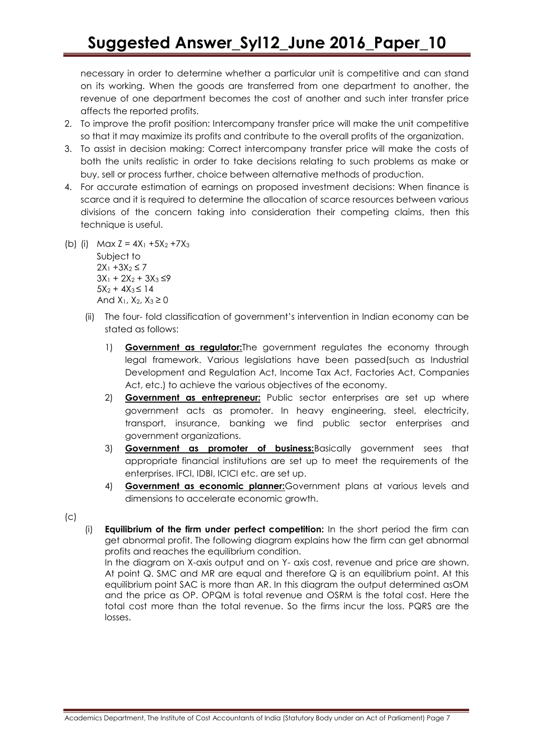necessary in order to determine whether a particular unit is competitive and can stand on its working. When the goods are transferred from one department to another, the revenue of one department becomes the cost of another and such inter transfer price affects the reported profits.

2. To improve the profit position: Intercompany transfer price will make the unit competitive so that it may maximize its profits and contribute to the overall profits of the organization.
3. To assist in decision making: Correct intercompany transfer price will make the costs of both the units realistic in order to take decisions relating to such problems as make or buy, sell or process further, choice between alternative methods of production.
4. For accurate estimation of earnings on proposed investment decisions: When finance is scarce and it is required to determine the allocation of scarce resources between various divisions of the concern taking into consideration their competing claims, then this technique is useful.

(b) (i) Max $Z = 4X_1 + 5X_2 + 7X_3$

Subject to

$2X_1 + 3X_2 \leq 7$

$3X_1 + 2X_2 + 3X_3 \leq 9$

$5X_2 + 4X_3 \leq 14$

And $X_1, X_2, X_3 \geq 0$

(ii) The four- fold classification of government's intervention in Indian economy can be stated as follows:

1) **Government as regulator:** The government regulates the economy through legal framework. Various legislations have been passed(such as Industrial Development and Regulation Act, Income Tax Act, Factories Act, Companies Act, etc.) to achieve the various objectives of the economy.
2) **Government as entrepreneur:** Public sector enterprises are set up where government acts as promoter. In heavy engineering, steel, electricity, transport, insurance, banking we find public sector enterprises and government organizations.
3) **Government as promoter of business:** Basically government sees that appropriate financial institutions are set up to meet the requirements of the enterprises. IFCI, IDBI, ICICI etc. are set up.
4) **Government as economic planner:** Government plans at various levels and dimensions to accelerate economic growth.

(c)

(i) **Equilibrium of the firm under perfect competition:** In the short period the firm can get abnormal profit. The following diagram explains how the firm can get abnormal profits and reaches the equilibrium condition.

In the diagram on X-axis output and on Y- axis cost, revenue and price are shown. At point Q. SMC and MR are equal and therefore Q is an equilibrium point. At this equilibrium point SAC is more than AR. In this diagram the output determined asOM and the price as OP. OPQM is total revenue and OSRM is the total cost. Here the total cost more than the total revenue. So the firms incur the loss. PQRS are the losses.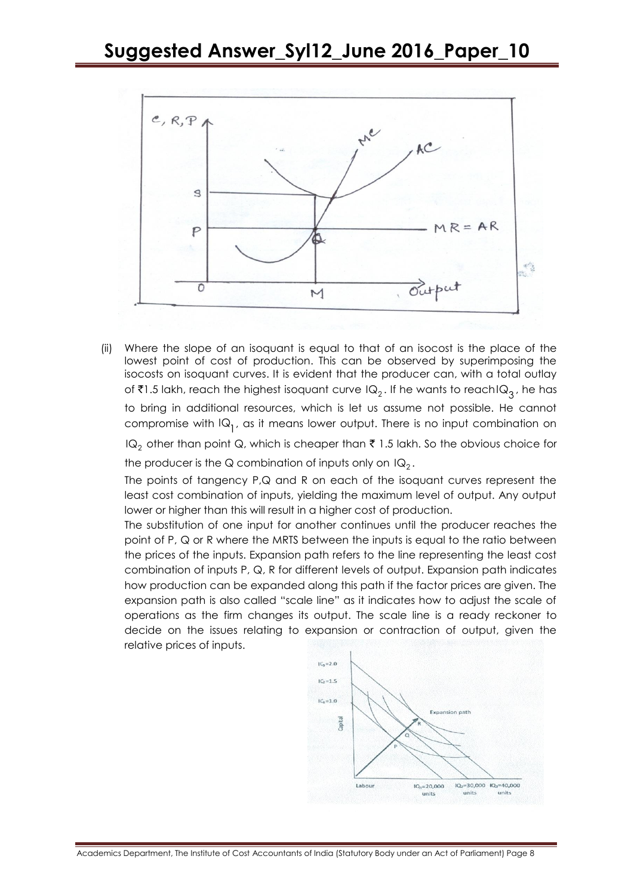(ii) Where the slope of an isoquant is equal to that of an isocost is the place of the lowest point of cost of production. This can be observed by superimposing the isocosts on isoquant curves. It is evident that the producer can, with a total outlay of ₹1.5 lakh, reach the highest isoquant curve $IQ_2$. If he wants to reach $IQ_3$, he has to bring in additional resources, which is let us assume not possible. He cannot compromise with $IQ_1$, as it means lower output. There is no input combination on $IQ_2$ other than point Q, which is cheaper than ₹ 1.5 lakh. So the obvious choice for the producer is the Q combination of inputs only on $IQ_2$.

The points of tangency P,Q and R on each of the isoquant curves represent the least cost combination of inputs, yielding the maximum level of output. Any output lower or higher than this will result in a higher cost of production.

The substitution of one input for another continues until the producer reaches the point of P, Q or R where the MRTS between the inputs is equal to the ratio between the prices of the inputs. Expansion path refers to the line representing the least cost combination of inputs P, Q, R for different levels of output. Expansion path indicates how production can be expanded along this path if the factor prices are given. The expansion path is also called "scale line" as it indicates how to adjust the scale of operations as the firm changes its output. The scale line is a ready reckoner to decide on the issues relating to expansion or contraction of output, given the relative prices of inputs.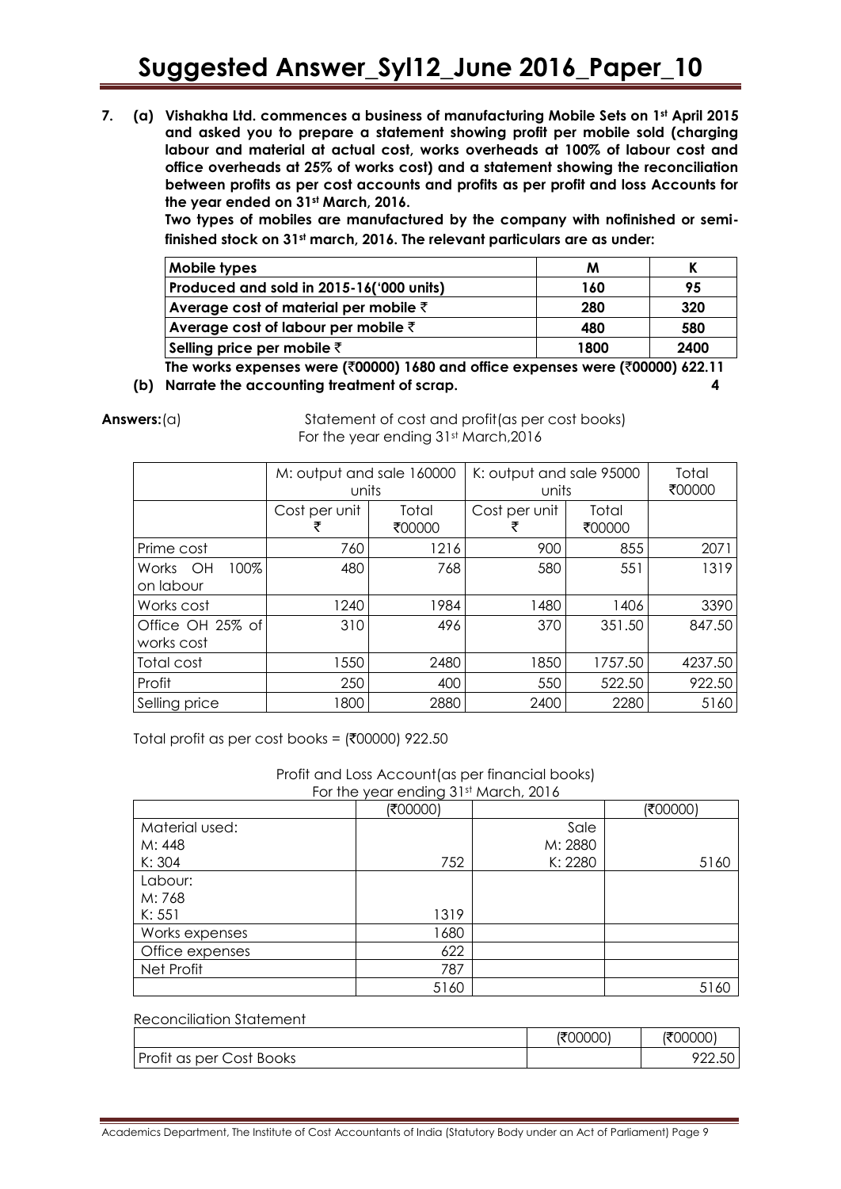**7. (a) Vishakha Ltd. commences a business of manufacturing Mobile Sets on 1st April 2015 and asked you to prepare a statement showing profit per mobile sold (charging labour and material at actual cost, works overheads at 100% of labour cost and office overheads at 25% of works cost) and a statement showing the reconciliation between profits as per cost accounts and profits as per profit and loss Accounts for the year ended on 31st March, 2016.**

**Two types of mobiles are manufactured by the company with nofinished or semi-finished stock on 31st march, 2016. The relevant particulars are as under:**

| Mobile types | M | K |
|---|---|---|
| Produced and sold in 2015-16('000 units) | 160 | 95 |
| Average cost of material per mobile ₹ | 280 | 320 |
| Average cost of labour per mobile ₹ | 480 | 580 |
| Selling price per mobile ₹ | 1800 | 2400 |

**The works expenses were (₹00000) 1680 and office expenses were (₹00000) 622.11**

**(b) Narrate the accounting treatment of scrap. 4**

**Answers:**(a) Statement of cost and profit(as per cost books) For the year ending 31st March,2016

| | M: output and sale 160000 units | | K: output and sale 95000 units | | Total ₹00000 |
|---|---|---|---|---|---|
| | Cost per unit ₹ | Total ₹00000 | Cost per unit ₹ | Total ₹00000 | |
| Prime cost | 760 | 1216 | 900 | 855 | 2071 |
| Works OH 100% on labour | 480 | 768 | 580 | 551 | 1319 |
| Works cost | 1240 | 1984 | 1480 | 1406 | 3390 |
| Office OH 25% of works cost | 310 | 496 | 370 | 351.50 | 847.50 |
| Total cost | 1550 | 2480 | 1850 | 1757.50 | 4237.50 |
| Profit | 250 | 400 | 550 | 522.50 | 922.50 |
| Selling price | 1800 | 2880 | 2400 | 2280 | 5160 |

Total profit as per cost books = (₹00000) 922.50

Profit and Loss Account(as per financial books)
For the year ending 31st March, 2016

| | (₹00000) | | (₹00000) |
|---|---|---|---|
| Material used:<br>M: 448<br>K: 304 | 752 | Sale<br>M: 2880<br>K: 2280 | 5160 |
| Labour:<br>M: 768<br>K: 551 | 1319 | | |
| Works expenses | 1680 | | |
| Office expenses | 622 | | |
| Net Profit | 787 | | |
| | 5160 | | 5160 |

Reconciliation Statement

| | (₹00000) | (₹00000) |
|---|---|---|
| Profit as per Cost Books | | 922.50 |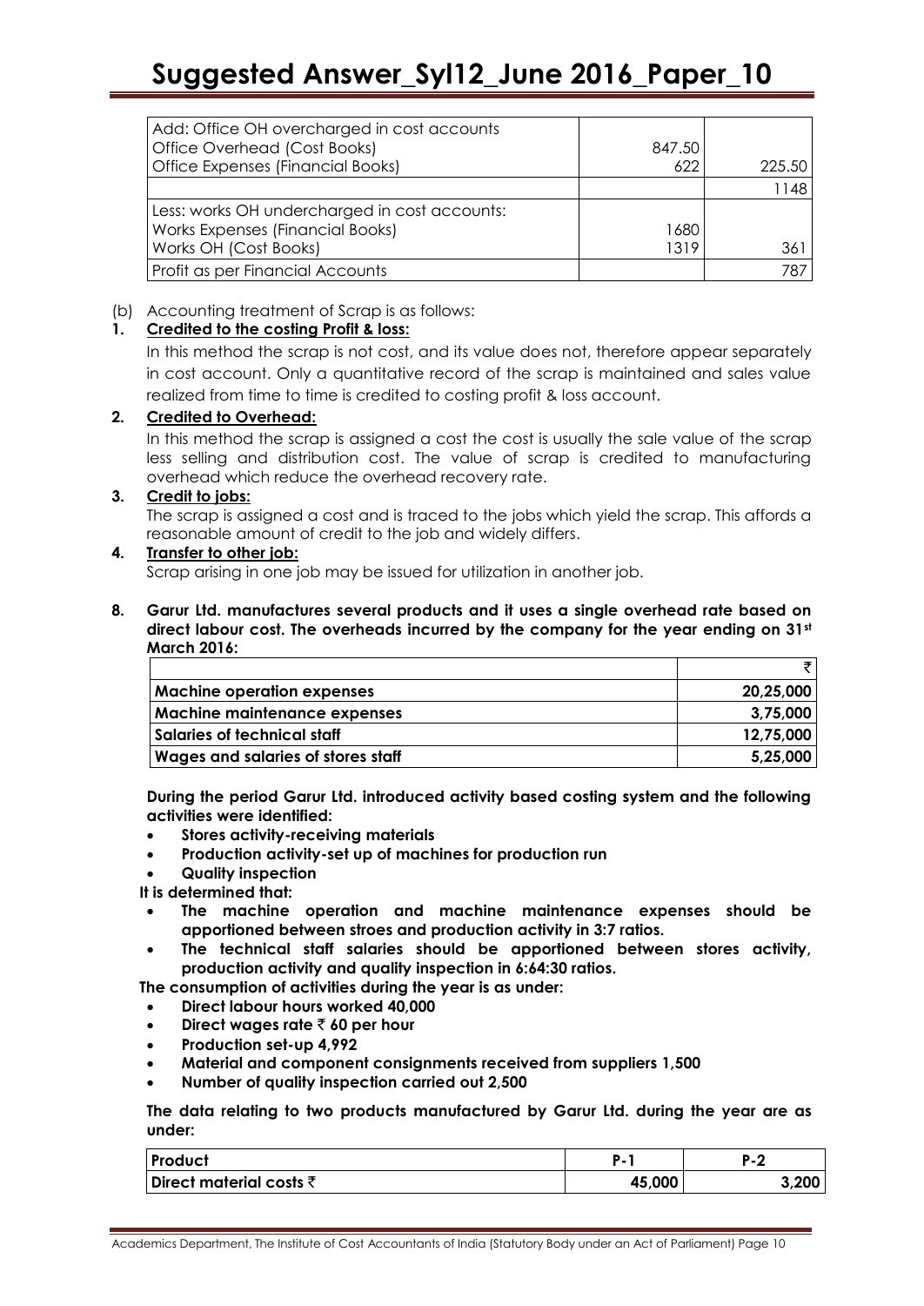| | | |
|---|---|---|
| Add: Office OH overcharged in cost accounts<br>Office Overhead (Cost Books)<br>Office Expenses (Financial Books) | 847.50<br>622 | 225.50 |
| | | 1148 |
| Less: works OH undercharged in cost accounts:<br>Works Expenses (Financial Books)<br>Works OH (Cost Books) | 1680<br>1319 | 361 |
| Profit as per Financial Accounts | | 787 |

(b) Accounting treatment of Scrap is as follows:

**1. Credited to the costing Profit & loss:**

In this method the scrap is not cost, and its value does not, therefore appear separately in cost account. Only a quantitative record of the scrap is maintained and sales value realized from time to time is credited to costing profit & loss account.

**2. Credited to Overhead:**

In this method the scrap is assigned a cost the cost is usually the sale value of the scrap less selling and distribution cost. The value of scrap is credited to manufacturing overhead which reduce the overhead recovery rate.

**3. Credit to jobs:**

The scrap is assigned a cost and is traced to the jobs which yield the scrap. This affords a reasonable amount of credit to the job and widely differs.

**4. Transfer to other job:**

Scrap arising in one job may be issued for utilization in another job.

**8. Garur Ltd. manufactures several products and it uses a single overhead rate based on direct labour cost. The overheads incurred by the company for the year ending on 31st March 2016:**

| | ₹ |
|---|---|
| **Machine operation expenses** | **20,25,000** |
| **Machine maintenance expenses** | **3,75,000** |
| **Salaries of technical staff** | **12,75,000** |
| **Wages and salaries of stores staff** | **5,25,000** |

**During the period Garur Ltd. introduced activity based costing system and the following activities were identified:**

- **Stores activity-receiving materials**
- **Production activity-set up of machines for production run**
- **Quality inspection**

**It is determined that:**

- **The machine operation and machine maintenance expenses should be apportioned between stroes and production activity in 3:7 ratios.**
- **The technical staff salaries should be apportioned between stores activity, production activity and quality inspection in 6:64:30 ratios.**

**The consumption of activities during the year is as under:**

- **Direct labour hours worked 40,000**
- **Direct wages rate ₹ 60 per hour**
- **Production set-up 4,992**
- **Material and component consignments received from suppliers 1,500**
- **Number of quality inspection carried out 2,500**

**The data relating to two products manufactured by Garur Ltd. during the year are as under:**

| Product | P-1 | P-2 |
|---|---|---|
| Direct material costs ₹ | 45,000 | 3,200 |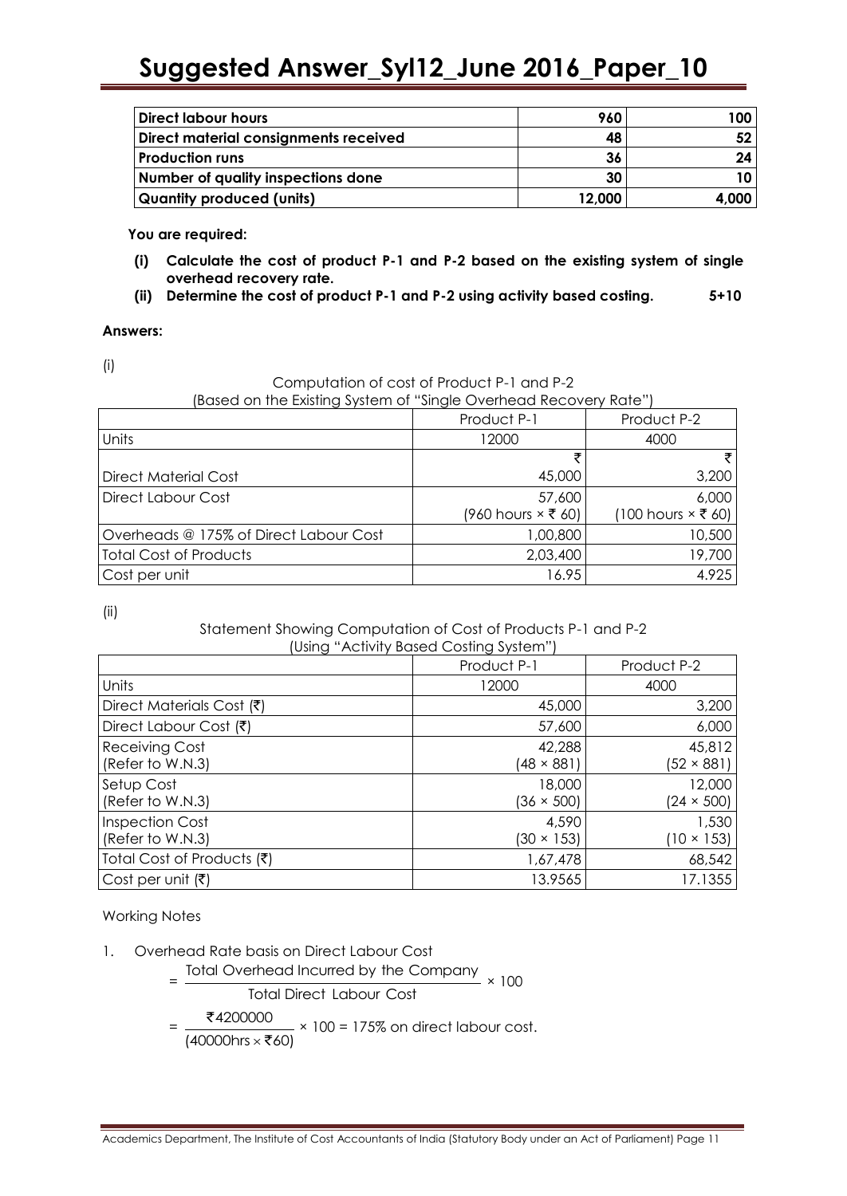| Direct labour hours | 960 | 100 |
|---|---|---|
| Direct material consignments received | 48 | 52 |
| Production runs | 36 | 24 |
| Number of quality inspections done | 30 | 10 |
| Quantity produced (units) | 12,000 | 4,000 |

**You are required:**

**(i) Calculate the cost of product P-1 and P-2 based on the existing system of single overhead recovery rate.**

**(ii) Determine the cost of product P-1 and P-2 using activity based costing. 5+10**

**Answers:**

(i)

Computation of cost of Product P-1 and P-2
(Based on the Existing System of "Single Overhead Recovery Rate")

| | Product P-1 | Product P-2 |
|---|---|---|
| Units | 12000 | 4000 |
| | ₹ | ₹ |
| Direct Material Cost | 45,000 | 3,200 |
| Direct Labour Cost | 57,600 (960 hours × ₹ 60) | 6,000 (100 hours × ₹ 60) |
| Overheads @ 175% of Direct Labour Cost | 1,00,800 | 10,500 |
| Total Cost of Products | 2,03,400 | 19,700 |
| Cost per unit | 16.95 | 4.925 |

(ii)

Statement Showing Computation of Cost of Products P-1 and P-2
(Using "Activity Based Costing System")

| | Product P-1 | Product P-2 |
|---|---|---|
| Units | 12000 | 4000 |
| Direct Materials Cost (₹) | 45,000 | 3,200 |
| Direct Labour Cost (₹) | 57,600 | 6,000 |
| Receiving Cost (Refer to W.N.3) | 42,288 (48 × 881) | 45,812 (52 × 881) |
| Setup Cost (Refer to W.N.3) | 18,000 (36 × 500) | 12,000 (24 × 500) |
| Inspection Cost (Refer to W.N.3) | 4,590 (30 × 153) | 1,530 (10 × 153) |
| Total Cost of Products (₹) | 1,67,478 | 68,542 |
| Cost per unit (₹) | 13.9565 | 17.1355 |

Working Notes

1. Overhead Rate basis on Direct Labour Cost

$$= \frac{\text{Total Overhead Incurred by the Company}}{\text{Total Direct Labour Cost}} \times 100$$

$$= \frac{₹4200000}{(40000\text{hrs} \times ₹60)} \times 100 = 175\% \text{ on direct labour cost.}$$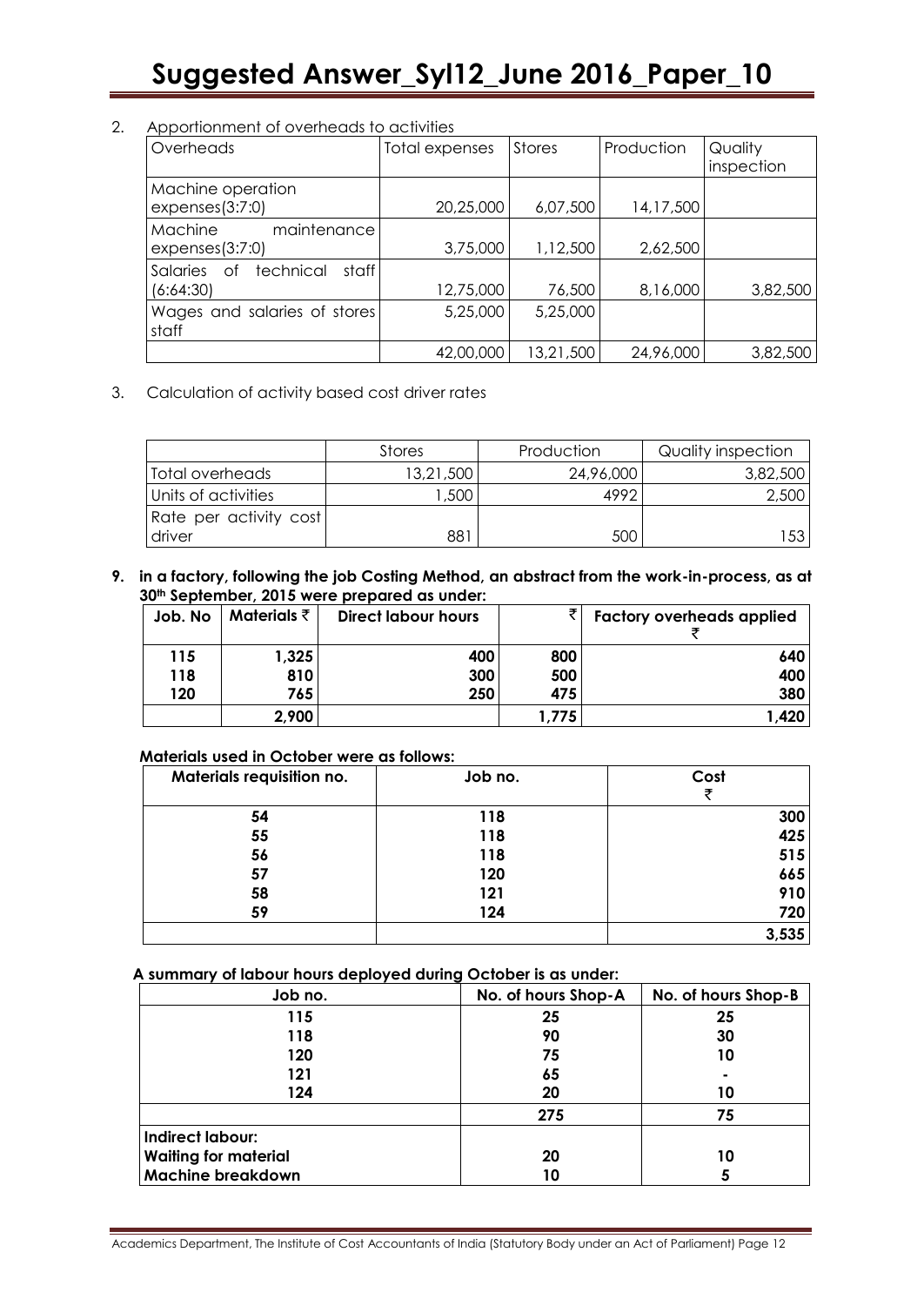2. Apportionment of overheads to activities

| Overheads | Total expenses | Stores | Production | Quality inspection |
|---|---|---|---|---|
| Machine operation expenses(3:7:0) | 20,25,000 | 6,07,500 | 14,17,500 | |
| Machine maintenance expenses(3:7:0) | 3,75,000 | 1,12,500 | 2,62,500 | |
| Salaries of technical staff (6:64:30) | 12,75,000 | 76,500 | 8,16,000 | 3,82,500 |
| Wages and salaries of stores staff | 5,25,000 | 5,25,000 | | |
| | 42,00,000 | 13,21,500 | 24,96,000 | 3,82,500 |

3. Calculation of activity based cost driver rates

| | Stores | Production | Quality inspection |
|---|---|---|---|
| Total overheads | 13,21,500 | 24,96,000 | 3,82,500 |
| Units of activities | 1,500 | 4992 | 2,500 |
| Rate per activity cost driver | 881 | 500 | 153 |

**9. in a factory, following the job Costing Method, an abstract from the work-in-process, as at 30th September, 2015 were prepared as under:**

| Job. No | Materials ₹ | Direct labour hours | ₹ | Factory overheads applied ₹ |
|---|---|---|---|---|
| 115 | 1,325 | 400 | 800 | 640 |
| 118 | 810 | 300 | 500 | 400 |
| 120 | 765 | 250 | 475 | 380 |
| | 2,900 | | 1,775 | 1,420 |

**Materials used in October were as follows:**

| Materials requisition no. | Job no. | Cost ₹ |
|---|---|---|
| 54 | 118 | 300 |
| 55 | 118 | 425 |
| 56 | 118 | 515 |
| 57 | 120 | 665 |
| 58 | 121 | 910 |
| 59 | 124 | 720 |
| | | 3,535 |

**A summary of labour hours deployed during October is as under:**

| Job no. | No. of hours Shop-A | No. of hours Shop-B |
|---|---|---|
| 115 | 25 | 25 |
| 118 | 90 | 30 |
| 120 | 75 | 10 |
| 121 | 65 | - |
| 124 | 20 | 10 |
| | 275 | 75 |
| **Indirect labour:** | | |
| **Waiting for material** | 20 | 10 |
| **Machine breakdown** | 10 | 5 |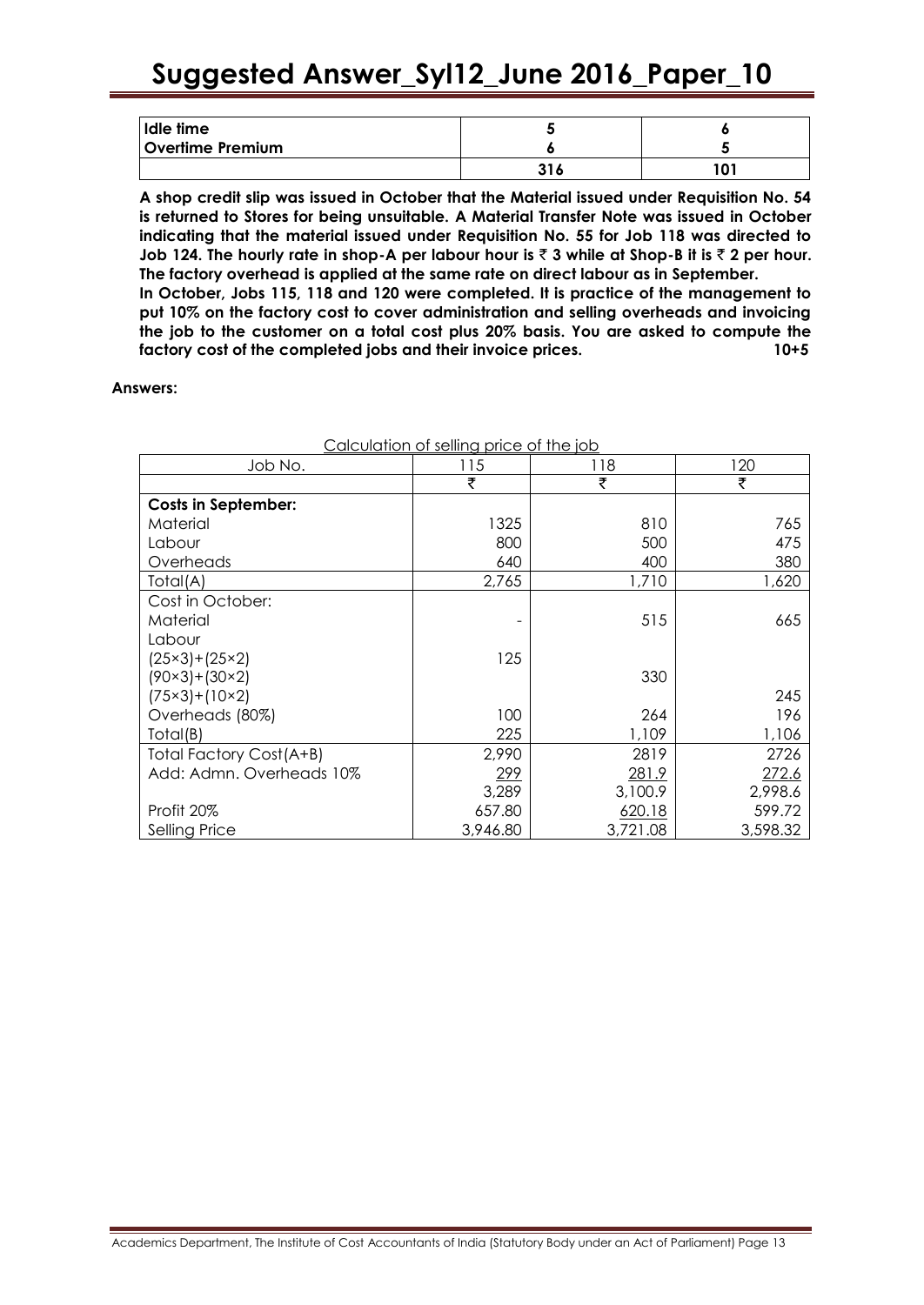| | | |
|---|---|---|
| **Idle time** | **5** | **6** |
| **Overtime Premium** | **6** | **5** |
| | **316** | **101** |

**A shop credit slip was issued in October that the Material issued under Requisition No. 54 is returned to Stores for being unsuitable. A Material Transfer Note was issued in October indicating that the material issued under Requisition No. 55 for Job 118 was directed to Job 124. The hourly rate in shop-A per labour hour is ₹ 3 while at Shop-B it is ₹ 2 per hour. The factory overhead is applied at the same rate on direct labour as in September.**

**In October, Jobs 115, 118 and 120 were completed. It is practice of the management to put 10% on the factory cost to cover administration and selling overheads and invoicing the job to the customer on a total cost plus 20% basis. You are asked to compute the factory cost of the completed jobs and their invoice prices. 10+5**

**Answers:**

Calculation of selling price of the job

| Job No. | 115 | 118 | 120 |
|---|---|---|---|
| | ₹ | ₹ | ₹ |
| **Costs in September:** | | | |
| Material | 1325 | 810 | 765 |
| Labour | 800 | 500 | 475 |
| Overheads | 640 | 400 | 380 |
| Total(A) | 2,765 | 1,710 | 1,620 |
| Cost in October: | | | |
| Material | - | 515 | 665 |
| Labour | | | |
| (25×3)+(25×2) | 125 | | |
| (90×3)+(30×2) | | 330 | |
| (75×3)+(10×2) | | | 245 |
| Overheads (80%) | 100 | 264 | 196 |
| Total(B) | 225 | 1,109 | 1,106 |
| Total Factory Cost(A+B) | 2,990 | 2819 | 2726 |
| Add: Admn. Overheads 10% | 299 | 281.9 | 272.6 |
| | 3,289 | 3,100.9 | 2,998.6 |
| Profit 20% | 657.80 | 620.18 | 599.72 |
| Selling Price | 3,946.80 | 3,721.08 | 3,598.32 |